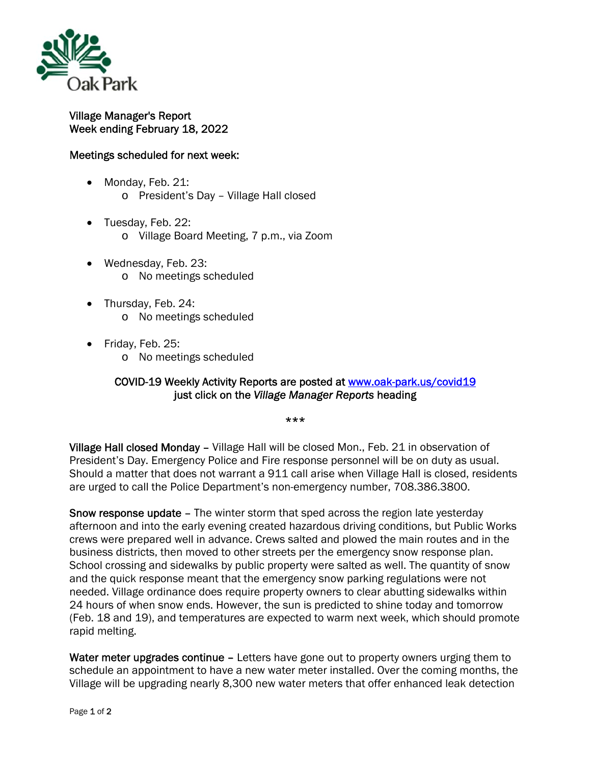Oak Park

## Village Manager's Report
## Week ending February 18, 2022

### Meetings scheduled for next week:

- Monday, Feb. 21:
  - President's Day – Village Hall closed
- Tuesday, Feb. 22:
  - Village Board Meeting, 7 p.m., via Zoom
- Wednesday, Feb. 23:
  - No meetings scheduled
- Thursday, Feb. 24:
  - No meetings scheduled
- Friday, Feb. 25:
  - No meetings scheduled

COVID-19 Weekly Activity Reports are posted at [www.oak-park.us/covid19](http://www.oak-park.us/covid19) just click on the *Village Manager Reports* heading

***

**Village Hall closed Monday** – Village Hall will be closed Mon., Feb. 21 in observation of President's Day. Emergency Police and Fire response personnel will be on duty as usual. Should a matter that does not warrant a 911 call arise when Village Hall is closed, residents are urged to call the Police Department's non-emergency number, 708.386.3800.

**Snow response update** – The winter storm that sped across the region late yesterday afternoon and into the early evening created hazardous driving conditions, but Public Works crews were prepared well in advance. Crews salted and plowed the main routes and in the business districts, then moved to other streets per the emergency snow response plan. School crossing and sidewalks by public property were salted as well. The quantity of snow and the quick response meant that the emergency snow parking regulations were not needed. Village ordinance does require property owners to clear abutting sidewalks within 24 hours of when snow ends. However, the sun is predicted to shine today and tomorrow (Feb. 18 and 19), and temperatures are expected to warm next week, which should promote rapid melting.

**Water meter upgrades continue** – Letters have gone out to property owners urging them to schedule an appointment to have a new water meter installed. Over the coming months, the Village will be upgrading nearly 8,300 new water meters that offer enhanced leak detection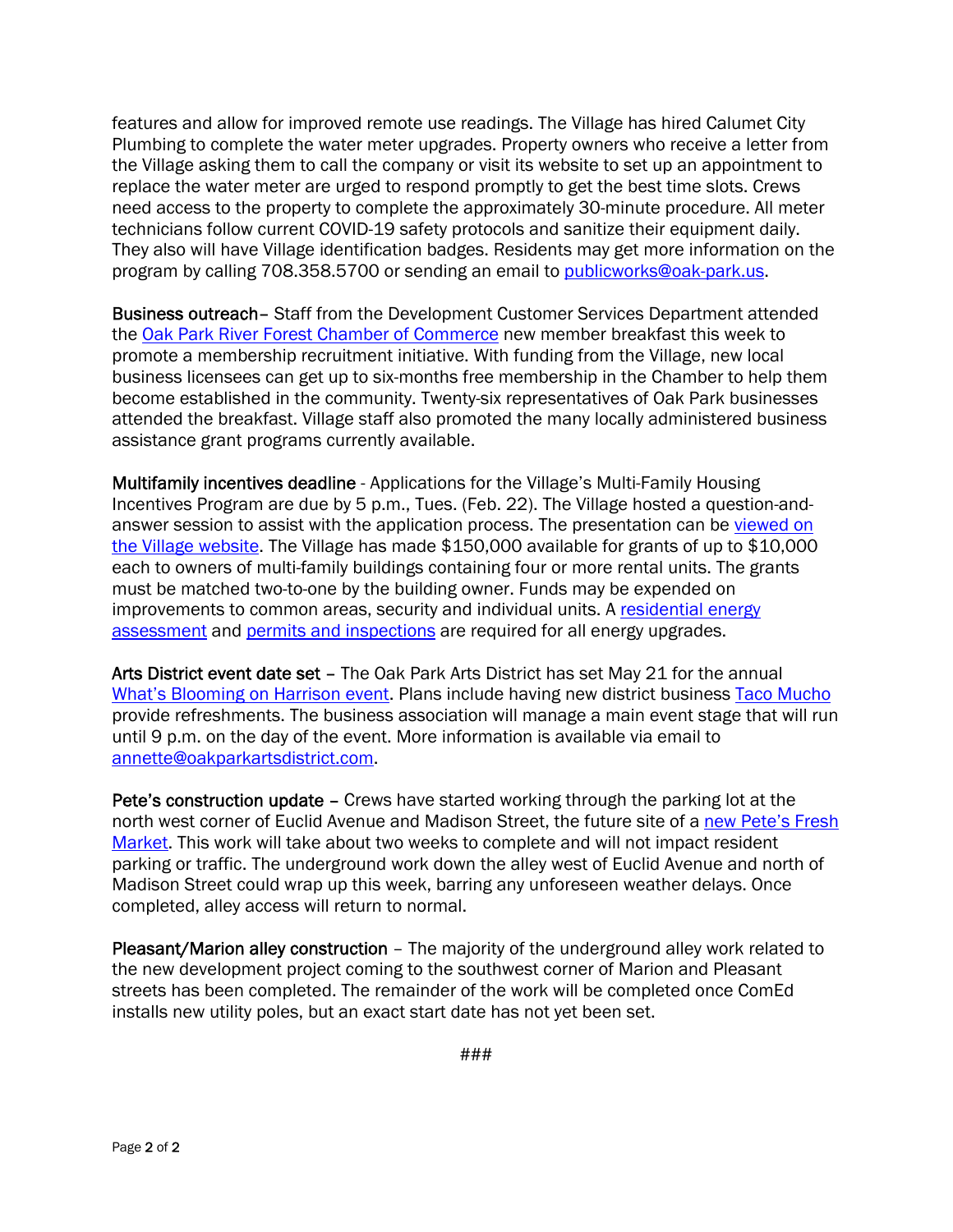features and allow for improved remote use readings. The Village has hired Calumet City Plumbing to complete the water meter upgrades. Property owners who receive a letter from the Village asking them to call the company or visit its website to set up an appointment to replace the water meter are urged to respond promptly to get the best time slots. Crews need access to the property to complete the approximately 30-minute procedure. All meter technicians follow current COVID-19 safety protocols and sanitize their equipment daily. They also will have Village identification badges. Residents may get more information on the program by calling 708.358.5700 or sending an email to publicworks@oak-park.us.

**Business outreach**– Staff from the Development Customer Services Department attended the Oak Park River Forest Chamber of Commerce new member breakfast this week to promote a membership recruitment initiative. With funding from the Village, new local business licensees can get up to six-months free membership in the Chamber to help them become established in the community. Twenty-six representatives of Oak Park businesses attended the breakfast. Village staff also promoted the many locally administered business assistance grant programs currently available.

**Multifamily incentives deadline** - Applications for the Village's Multi-Family Housing Incentives Program are due by 5 p.m., Tues. (Feb. 22). The Village hosted a question-and-answer session to assist with the application process. The presentation can be viewed on the Village website. The Village has made $150,000 available for grants of up to $10,000 each to owners of multi-family buildings containing four or more rental units. The grants must be matched two-to-one by the building owner. Funds may be expended on improvements to common areas, security and individual units. A residential energy assessment and permits and inspections are required for all energy upgrades.

**Arts District event date set** – The Oak Park Arts District has set May 21 for the annual What's Blooming on Harrison event. Plans include having new district business Taco Mucho provide refreshments. The business association will manage a main event stage that will run until 9 p.m. on the day of the event. More information is available via email to annette@oakparkartsdistrict.com.

**Pete's construction update** – Crews have started working through the parking lot at the north west corner of Euclid Avenue and Madison Street, the future site of a new Pete's Fresh Market. This work will take about two weeks to complete and will not impact resident parking or traffic. The underground work down the alley west of Euclid Avenue and north of Madison Street could wrap up this week, barring any unforeseen weather delays. Once completed, alley access will return to normal.

**Pleasant/Marion alley construction** – The majority of the underground alley work related to the new development project coming to the southwest corner of Marion and Pleasant streets has been completed. The remainder of the work will be completed once ComEd installs new utility poles, but an exact start date has not yet been set.

###